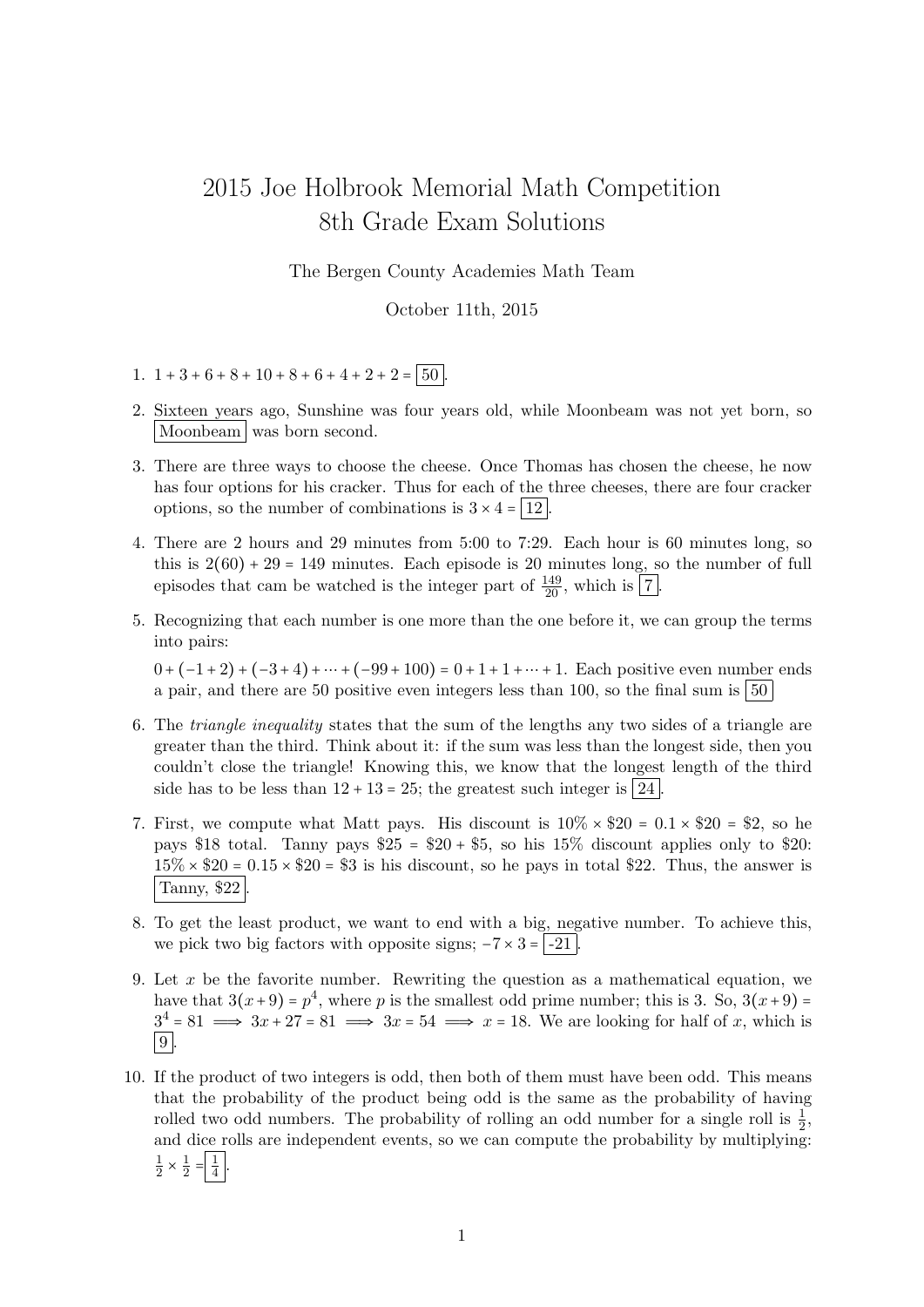# 2015 Joe Holbrook Memorial Math Competition
# 8th Grade Exam Solutions

The Bergen County Academies Math Team

October 11th, 2015

1. $1+3+6+8+10+8+6+4+2+2 = \boxed{50}$.

2. Sixteen years ago, Sunshine was four years old, while Moonbeam was not yet born, so $\boxed{\text{Moonbeam}}$ was born second.

3. There are three ways to choose the cheese. Once Thomas has chosen the cheese, he now has four options for his cracker. Thus for each of the three cheeses, there are four cracker options, so the number of combinations is $3 \times 4 = \boxed{12}$.

4. There are 2 hours and 29 minutes from 5:00 to 7:29. Each hour is 60 minutes long, so this is $2(60) + 29 = 149$ minutes. Each episode is 20 minutes long, so the number of full episodes that cam be watched is the integer part of $\frac{149}{20}$, which is $\boxed{7}$.

5. Recognizing that each number is one more than the one before it, we can group the terms into pairs:

   $0 + (-1+2) + (-3+4) + \cdots + (-99+100) = 0 + 1 + 1 + \cdots + 1$. Each positive even number ends a pair, and there are 50 positive even integers less than 100, so the final sum is $\boxed{50}$

6. The *triangle inequality* states that the sum of the lengths any two sides of a triangle are greater than the third. Think about it: if the sum was less than the longest side, then you couldn't close the triangle! Knowing this, we know that the longest length of the third side has to be less than $12 + 13 = 25$; the greatest such integer is $\boxed{24}$.

7. First, we compute what Matt pays. His discount is $10\% \times \$20 = 0.1 \times \$20 = \$2$, so he pays \$18 total. Tanny pays $\$25 = \$20 + \$5$, so his 15% discount applies only to \$20: $15\% \times \$20 = 0.15 \times \$20 = \$3$ is his discount, so he pays in total \$22. Thus, the answer is $\boxed{\text{Tanny, \$22}}$.

8. To get the least product, we want to end with a big, negative number. To achieve this, we pick two big factors with opposite signs; $-7 \times 3 = \boxed{-21}$.

9. Let $x$ be the favorite number. Rewriting the question as a mathematical equation, we have that $3(x+9) = p^4$, where $p$ is the smallest odd prime number; this is 3. So, $3(x+9) = 3^4 = 81 \implies 3x + 27 = 81 \implies 3x = 54 \implies x = 18$. We are looking for half of $x$, which is $\boxed{9}$.

10. If the product of two integers is odd, then both of them must have been odd. This means that the probability of the product being odd is the same as the probability of having rolled two odd numbers. The probability of rolling an odd number for a single roll is $\frac{1}{2}$, and dice rolls are independent events, so we can compute the probability by multiplying: $\frac{1}{2} \times \frac{1}{2} = \boxed{\frac{1}{4}}$.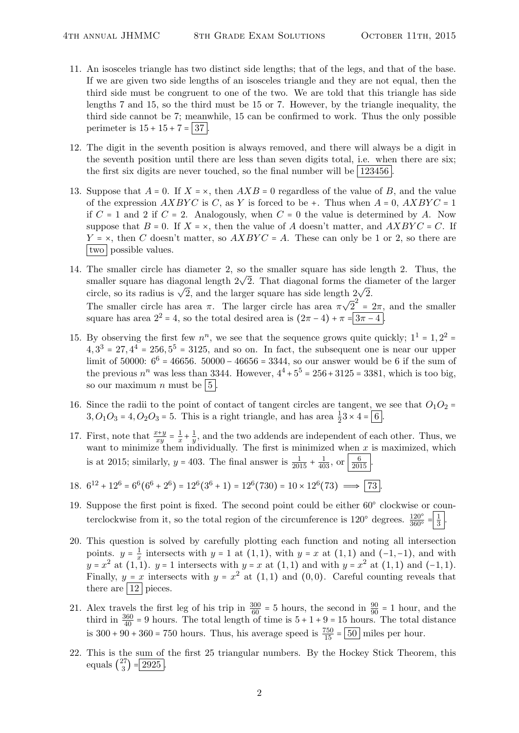11. An isosceles triangle has two distinct side lengths; that of the legs, and that of the base. If we are given two side lengths of an isosceles triangle and they are not equal, then the third side must be congruent to one of the two. We are told that this triangle has side lengths 7 and 15, so the third must be 15 or 7. However, by the triangle inequality, the third side cannot be 7; meanwhile, 15 can be confirmed to work. Thus the only possible perimeter is $15 + 15 + 7 = \boxed{37}$.

12. The digit in the seventh position is always removed, and there will always be a digit in the seventh position until there are less than seven digits total, i.e. when there are six; the first six digits are never touched, so the final number will be $\boxed{123456}$.

13. Suppose that $A = 0$. If $X = \times$, then $AXB = 0$ regardless of the value of $B$, and the value of the expression $AXBYC$ is $C$, as $Y$ is forced to be $+$. Thus when $A = 0$, $AXBYC = 1$ if $C = 1$ and 2 if $C = 2$. Analogously, when $C = 0$ the value is determined by $A$. Now suppose that $B = 0$. If $X = \times$, then the value of $A$ doesn't matter, and $AXBYC = C$. If $Y = \times$, then $C$ doesn't matter, so $AXBYC = A$. These can only be 1 or 2, so there are $\boxed{\text{two}}$ possible values.

14. The smaller circle has diameter 2, so the smaller square has side length 2. Thus, the smaller square has diagonal length $2\sqrt{2}$. That diagonal forms the diameter of the larger circle, so its radius is $\sqrt{2}$, and the larger square has side length $2\sqrt{2}$.
The smaller circle has area $\pi$. The larger circle has area $\pi\sqrt{2}^2 = 2\pi$, and the smaller square has area $2^2 = 4$, so the total desired area is $(2\pi - 4) + \pi = \boxed{3\pi - 4}$.

15. By observing the first few $n^n$, we see that the sequence grows quite quickly; $1^1 = 1, 2^2 = 4, 3^3 = 27, 4^4 = 256, 5^5 = 3125$, and so on. In fact, the subsequent one is near our upper limit of 50000: $6^6 = 46656$. $50000 - 46656 = 3344$, so our answer would be 6 if the sum of the previous $n^n$ was less than 3344. However, $4^4 + 5^5 = 256 + 3125 = 3381$, which is too big, so our maximum $n$ must be $\boxed{5}$.

16. Since the radii to the point of contact of tangent circles are tangent, we see that $O_1O_2 = 3, O_1O_3 = 4, O_2O_3 = 5$. This is a right triangle, and has area $\frac{1}{2}3 \times 4 = \boxed{6}$.

17. First, note that $\frac{x+y}{xy} = \frac{1}{x} + \frac{1}{y}$, and the two addends are independent of each other. Thus, we want to minimize them individually. The first is minimized when $x$ is maximized, which is at 2015; similarly, $y = 403$. The final answer is $\frac{1}{2015} + \frac{1}{403}$, or $\boxed{\frac{6}{2015}}$.

18. $6^{12} + 12^6 = 6^6(6^6 + 2^6) = 12^6(3^6 + 1) = 12^6(730) = 10 \times 12^6(73) \implies \boxed{73}$.

19. Suppose the first point is fixed. The second point could be either $60^\circ$ clockwise or counterclockwise from it, so the total region of the circumference is $120^\circ$ degrees. $\frac{120^\circ}{360^\circ} = \boxed{\frac{1}{3}}$.

20. This question is solved by carefully plotting each function and noting all intersection points. $y = \frac{1}{x}$ intersects with $y = 1$ at $(1, 1)$, with $y = x$ at $(1, 1)$ and $(-1, -1)$, and with $y = x^2$ at $(1, 1)$. $y = 1$ intersects with $y = x$ at $(1, 1)$ and with $y = x^2$ at $(1, 1)$ and $(-1, 1)$. Finally, $y = x$ intersects with $y = x^2$ at $(1, 1)$ and $(0, 0)$. Careful counting reveals that there are $\boxed{12}$ pieces.

21. Alex travels the first leg of his trip in $\frac{300}{60} = 5$ hours, the second in $\frac{90}{90} = 1$ hour, and the third in $\frac{360}{40} = 9$ hours. The total length of time is $5 + 1 + 9 = 15$ hours. The total distance is $300 + 90 + 360 = 750$ hours. Thus, his average speed is $\frac{750}{15} = \boxed{50}$ miles per hour.

22. This is the sum of the first 25 triangular numbers. By the Hockey Stick Theorem, this equals $\binom{27}{3} = \boxed{2925}$.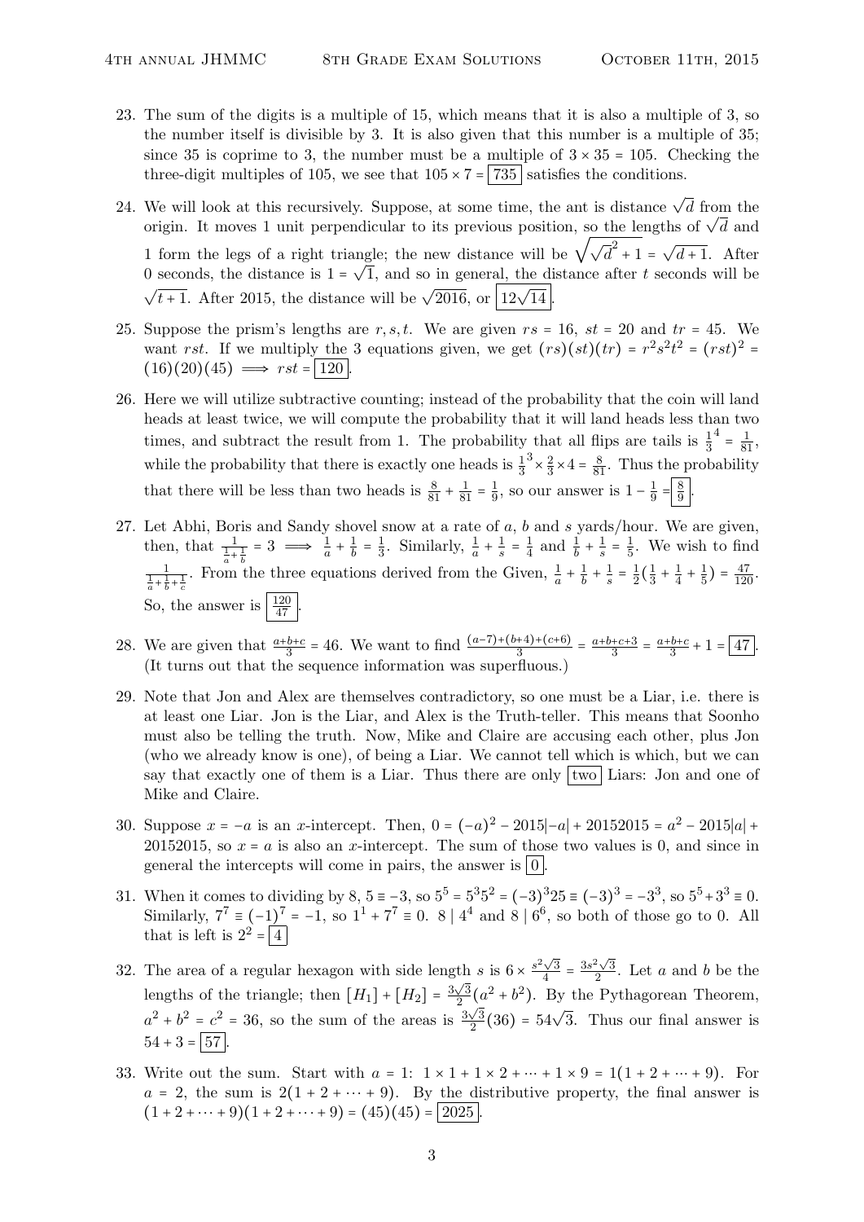23. The sum of the digits is a multiple of 15, which means that it is also a multiple of 3, so the number itself is divisible by 3. It is also given that this number is a multiple of 35; since 35 is coprime to 3, the number must be a multiple of $3 \times 35 = 105$. Checking the three-digit multiples of 105, we see that $105 \times 7 = \boxed{735}$ satisfies the conditions.

24. We will look at this recursively. Suppose, at some time, the ant is distance $\sqrt{d}$ from the origin. It moves 1 unit perpendicular to its previous position, so the lengths of $\sqrt{d}$ and 1 form the legs of a right triangle; the new distance will be $\sqrt{\sqrt{d}^2 + 1} = \sqrt{d+1}$. After 0 seconds, the distance is $1 = \sqrt{1}$, and so in general, the distance after $t$ seconds will be $\sqrt{t+1}$. After 2015, the distance will be $\sqrt{2016}$, or $\boxed{12\sqrt{14}}$.

25. Suppose the prism's lengths are $r, s, t$. We are given $rs = 16$, $st = 20$ and $tr = 45$. We want $rst$. If we multiply the 3 equations given, we get $(rs)(st)(tr) = r^2s^2t^2 = (rst)^2 = (16)(20)(45) \implies rst = \boxed{120}$.

26. Here we will utilize subtractive counting; instead of the probability that the coin will land heads at least twice, we will compute the probability that it will land heads less than two times, and subtract the result from 1. The probability that all flips are tails is $\frac{1}{3}^4 = \frac{1}{81}$, while the probability that there is exactly one heads is $\frac{1}{3}^3 \times \frac{2}{3} \times 4 = \frac{8}{81}$. Thus the probability that there will be less than two heads is $\frac{8}{81} + \frac{1}{81} = \frac{1}{9}$, so our answer is $1 - \frac{1}{9} = \boxed{\frac{8}{9}}$.

27. Let Abhi, Boris and Sandy shovel snow at a rate of $a$, $b$ and $s$ yards/hour. We are given, then, that $\frac{1}{\frac{1}{a}+\frac{1}{b}} = 3 \implies \frac{1}{a} + \frac{1}{b} = \frac{1}{3}$. Similarly, $\frac{1}{a} + \frac{1}{s} = \frac{1}{4}$ and $\frac{1}{b} + \frac{1}{s} = \frac{1}{5}$. We wish to find $\frac{1}{\frac{1}{a}+\frac{1}{b}+\frac{1}{c}}$. From the three equations derived from the Given, $\frac{1}{a} + \frac{1}{b} + \frac{1}{s} = \frac{1}{2}\left(\frac{1}{3} + \frac{1}{4} + \frac{1}{5}\right) = \frac{47}{120}$. So, the answer is $\boxed{\frac{120}{47}}$.

28. We are given that $\frac{a+b+c}{3} = 46$. We want to find $\frac{(a-7)+(b+4)+(c+6)}{3} = \frac{a+b+c+3}{3} = \frac{a+b+c}{3} + 1 = \boxed{47}$. (It turns out that the sequence information was superfluous.)

29. Note that Jon and Alex are themselves contradictory, so one must be a Liar, i.e. there is at least one Liar. Jon is the Liar, and Alex is the Truth-teller. This means that Soonho must also be telling the truth. Now, Mike and Claire are accusing each other, plus Jon (who we already know is one), of being a Liar. We cannot tell which is which, but we can say that exactly one of them is a Liar. Thus there are only $\boxed{\text{two}}$ Liars: Jon and one of Mike and Claire.

30. Suppose $x = -a$ is an $x$-intercept. Then, $0 = (-a)^2 - 2015|-a| + 20152015 = a^2 - 2015|a| + 20152015$, so $x = a$ is also an $x$-intercept. The sum of those two values is 0, and since in general the intercepts will come in pairs, the answer is $\boxed{0}$.

31. When it comes to dividing by 8, $5 \equiv -3$, so $5^5 = 5^3 5^2 = (-3)^3 25 \equiv (-3)^3 = -3^3$, so $5^5 + 3^3 \equiv 0$. Similarly, $7^7 \equiv (-1)^7 = -1$, so $1^1 + 7^7 \equiv 0$. $8 \mid 4^4$ and $8 \mid 6^6$, so both of those go to 0. All that is left is $2^2 = \boxed{4}$

32. The area of a regular hexagon with side length $s$ is $6 \times \frac{s^2\sqrt{3}}{4} = \frac{3s^2\sqrt{3}}{2}$. Let $a$ and $b$ be the lengths of the triangle; then $[H_1] + [H_2] = \frac{3\sqrt{3}}{2}(a^2 + b^2)$. By the Pythagorean Theorem, $a^2 + b^2 = c^2 = 36$, so the sum of the areas is $\frac{3\sqrt{3}}{2}(36) = 54\sqrt{3}$. Thus our final answer is $54 + 3 = \boxed{57}$.

33. Write out the sum. Start with $a = 1$: $1 \times 1 + 1 \times 2 + \cdots + 1 \times 9 = 1(1 + 2 + \cdots + 9)$. For $a = 2$, the sum is $2(1 + 2 + \cdots + 9)$. By the distributive property, the final answer is $(1 + 2 + \cdots + 9)(1 + 2 + \cdots + 9) = (45)(45) = \boxed{2025}$.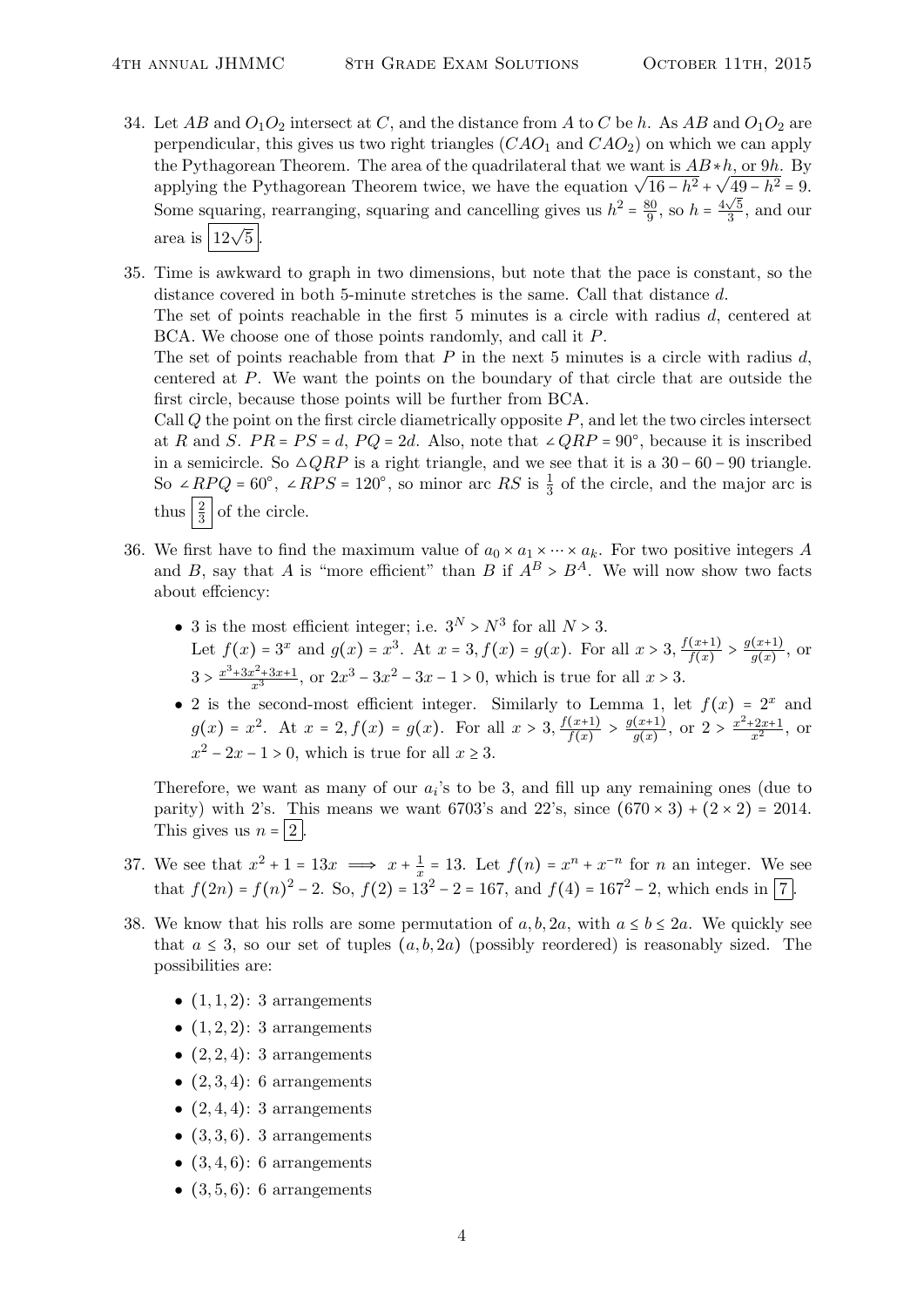34. Let $AB$ and $O_1O_2$ intersect at $C$, and the distance from $A$ to $C$ be $h$. As $AB$ and $O_1O_2$ are perpendicular, this gives us two right triangles ($CAO_1$ and $CAO_2$) on which we can apply the Pythagorean Theorem. The area of the quadrilateral that we want is $AB*h$, or $9h$. By applying the Pythagorean Theorem twice, we have the equation $\sqrt{16-h^2}+\sqrt{49-h^2}=9$. Some squaring, rearranging, squaring and cancelling gives us $h^2=\frac{80}{9}$, so $h=\frac{4\sqrt{5}}{3}$, and our area is $\boxed{12\sqrt{5}}$.

35. Time is awkward to graph in two dimensions, but note that the pace is constant, so the distance covered in both 5-minute stretches is the same. Call that distance $d$.
The set of points reachable in the first 5 minutes is a circle with radius $d$, centered at BCA. We choose one of those points randomly, and call it $P$.
The set of points reachable from that $P$ in the next 5 minutes is a circle with radius $d$, centered at $P$. We want the points on the boundary of that circle that are outside the first circle, because those points will be further from BCA.
Call $Q$ the point on the first circle diametrically opposite $P$, and let the two circles intersect at $R$ and $S$. $PR=PS=d$, $PQ=2d$. Also, note that $\angle QRP=90^\circ$, because it is inscribed in a semicircle. So $\triangle QRP$ is a right triangle, and we see that it is a $30-60-90$ triangle. So $\angle RPQ=60^\circ$, $\angle RPS=120^\circ$, so minor arc $RS$ is $\frac{1}{3}$ of the circle, and the major arc is thus $\boxed{\frac{2}{3}}$ of the circle.

36. We first have to find the maximum value of $a_0\times a_1\times\cdots\times a_k$. For two positive integers $A$ and $B$, say that $A$ is "more efficient" than $B$ if $A^B>B^A$. We will now show two facts about effciency:

   - 3 is the most efficient integer; i.e. $3^N>N^3$ for all $N>3$.
   Let $f(x)=3^x$ and $g(x)=x^3$. At $x=3, f(x)=g(x)$. For all $x>3$, $\frac{f(x+1)}{f(x)}>\frac{g(x+1)}{g(x)}$, or $3>\frac{x^3+3x^2+3x+1}{x^3}$, or $2x^3-3x^2-3x-1>0$, which is true for all $x>3$.
   - 2 is the second-most efficient integer. Similarly to Lemma 1, let $f(x)=2^x$ and $g(x)=x^2$. At $x=2, f(x)=g(x)$. For all $x>3$, $\frac{f(x+1)}{f(x)}>\frac{g(x+1)}{g(x)}$, or $2>\frac{x^2+2x+1}{x^2}$, or $x^2-2x-1>0$, which is true for all $x\geq 3$.

   Therefore, we want as many of our $a_i$'s to be 3, and fill up any remaining ones (due to parity) with 2's. This means we want 6703's and 22's, since $(670\times 3)+(2\times 2)=2014$. This gives us $n=\boxed{2}$.

37. We see that $x^2+1=13x\implies x+\frac{1}{x}=13$. Let $f(n)=x^n+x^{-n}$ for $n$ an integer. We see that $f(2n)=f(n)^2-2$. So, $f(2)=13^2-2=167$, and $f(4)=167^2-2$, which ends in $\boxed{7}$.

38. We know that his rolls are some permutation of $a, b, 2a$, with $a\leq b\leq 2a$. We quickly see that $a\leq 3$, so our set of tuples $(a,b,2a)$ (possibly reordered) is reasonably sized. The possibilities are:

   - $(1,1,2)$: 3 arrangements
   - $(1,2,2)$: 3 arrangements
   - $(2,2,4)$: 3 arrangements
   - $(2,3,4)$: 6 arrangements
   - $(2,4,4)$: 3 arrangements
   - $(3,3,6)$. 3 arrangements
   - $(3,4,6)$: 6 arrangements
   - $(3,5,6)$: 6 arrangements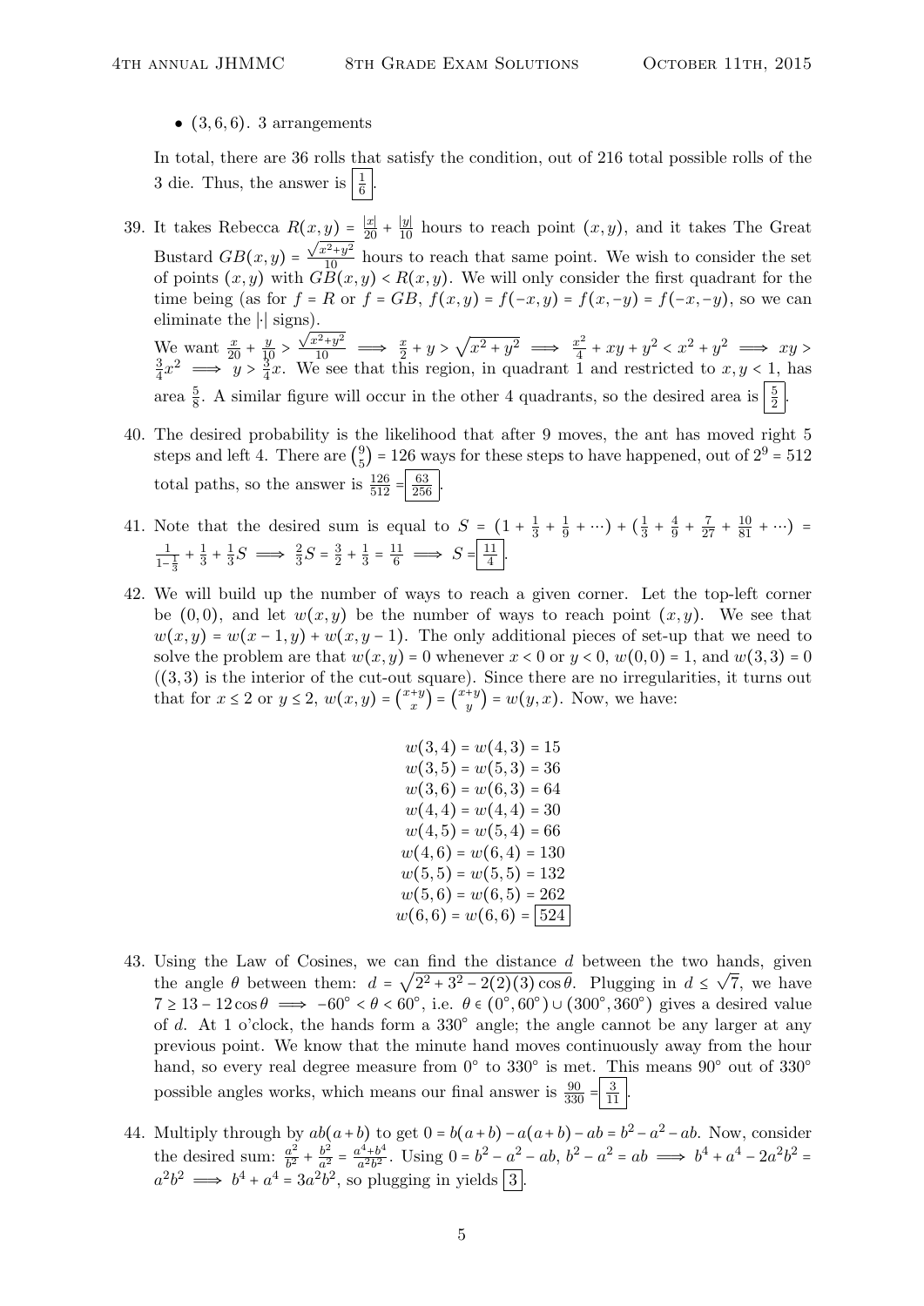- $(3,6,6)$. 3 arrangements

In total, there are 36 rolls that satisfy the condition, out of 216 total possible rolls of the 3 die. Thus, the answer is $\boxed{\frac{1}{6}}$.

39. It takes Rebecca $R(x,y) = \frac{|x|}{20} + \frac{|y|}{10}$ hours to reach point $(x,y)$, and it takes The Great Bustard $GB(x,y) = \frac{\sqrt{x^2+y^2}}{10}$ hours to reach that same point. We wish to consider the set of points $(x,y)$ with $GB(x,y) < R(x,y)$. We will only consider the first quadrant for the time being (as for $f = R$ or $f = GB$, $f(x,y) = f(-x,y) = f(x,-y) = f(-x,-y)$, so we can eliminate the $|\cdot|$ signs).
We want $\frac{x}{20} + \frac{y}{10} > \frac{\sqrt{x^2+y^2}}{10} \implies \frac{x}{2} + y > \sqrt{x^2+y^2} \implies \frac{x^2}{4} + xy + y^2 < x^2 + y^2 \implies xy > \frac{3}{4}x^2 \implies y > \frac{3}{4}x$. We see that this region, in quadrant 1 and restricted to $x, y < 1$, has area $\frac{5}{8}$. A similar figure will occur in the other 4 quadrants, so the desired area is $\boxed{\frac{5}{2}}$.

40. The desired probability is the likelihood that after 9 moves, the ant has moved right 5 steps and left 4. There are $\binom{9}{5} = 126$ ways for these steps to have happened, out of $2^9 = 512$ total paths, so the answer is $\frac{126}{512} = \boxed{\frac{63}{256}}$.

41. Note that the desired sum is equal to $S = \left(1 + \frac{1}{3} + \frac{1}{9} + \cdots\right) + \left(\frac{1}{3} + \frac{4}{9} + \frac{7}{27} + \frac{10}{81} + \cdots\right) = \frac{1}{1-\frac{1}{3}} + \frac{1}{3} + \frac{1}{3}S \implies \frac{2}{3}S = \frac{3}{2} + \frac{1}{3} = \frac{11}{6} \implies S = \boxed{\frac{11}{4}}$.

42. We will build up the number of ways to reach a given corner. Let the top-left corner be $(0,0)$, and let $w(x,y)$ be the number of ways to reach point $(x,y)$. We see that $w(x,y) = w(x-1,y) + w(x,y-1)$. The only additional pieces of set-up that we need to solve the problem are that $w(x,y) = 0$ whenever $x < 0$ or $y < 0$, $w(0,0) = 1$, and $w(3,3) = 0$ ($(3,3)$ is the interior of the cut-out square). Since there are no irregularities, it turns out that for $x \le 2$ or $y \le 2$, $w(x,y) = \binom{x+y}{x} = \binom{x+y}{y} = w(y,x)$. Now, we have:

$$
\begin{aligned}
w(3,4) &= w(4,3) = 15 \\
w(3,5) &= w(5,3) = 36 \\
w(3,6) &= w(6,3) = 64 \\
w(4,4) &= w(4,4) = 30 \\
w(4,5) &= w(5,4) = 66 \\
w(4,6) &= w(6,4) = 130 \\
w(5,5) &= w(5,5) = 132 \\
w(5,6) &= w(6,5) = 262 \\
w(6,6) &= w(6,6) = \boxed{524}
\end{aligned}
$$

43. Using the Law of Cosines, we can find the distance $d$ between the two hands, given the angle $\theta$ between them: $d = \sqrt{2^2 + 3^2 - 2(2)(3)\cos\theta}$. Plugging in $d \le \sqrt{7}$, we have $7 \ge 13 - 12\cos\theta \implies -60^\circ < \theta < 60^\circ$, i.e. $\theta \in (0^\circ, 60^\circ) \cup (300^\circ, 360^\circ)$ gives a desired value of $d$. At 1 o'clock, the hands form a $330^\circ$ angle; the angle cannot be any larger at any previous point. We know that the minute hand moves continuously away from the hour hand, so every real degree measure from $0^\circ$ to $330^\circ$ is met. This means $90^\circ$ out of $330^\circ$ possible angles works, which means our final answer is $\frac{90}{330} = \boxed{\frac{3}{11}}$.

44. Multiply through by $ab(a+b)$ to get $0 = b(a+b) - a(a+b) - ab = b^2 - a^2 - ab$. Now, consider the desired sum: $\frac{a^2}{b^2} + \frac{b^2}{a^2} = \frac{a^4+b^4}{a^2b^2}$. Using $0 = b^2 - a^2 - ab$, $b^2 - a^2 = ab \implies b^4 + a^4 - 2a^2b^2 = a^2b^2 \implies b^4 + a^4 = 3a^2b^2$, so plugging in yields $\boxed{3}$.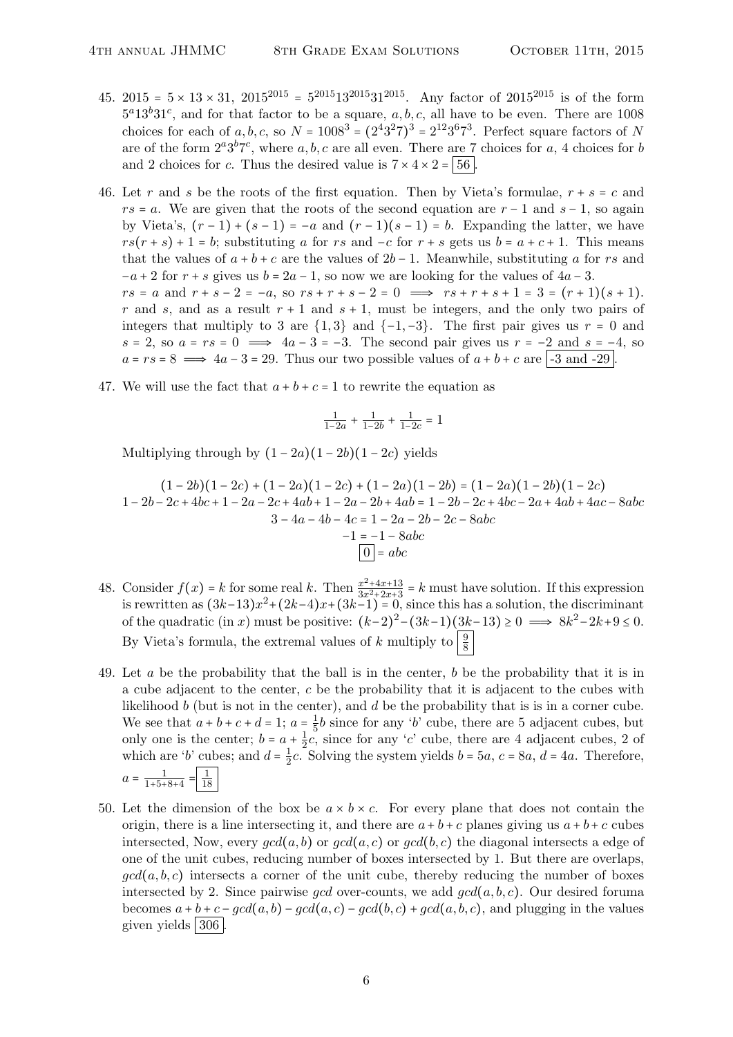45. $2015 = 5 \times 13 \times 31$, $2015^{2015} = 5^{2015}13^{2015}31^{2015}$. Any factor of $2015^{2015}$ is of the form $5^a 13^b 31^c$, and for that factor to be a square, $a, b, c$, all have to be even. There are 1008 choices for each of $a, b, c$, so $N = 1008^3 = (2^4 3^2 7)^3 = 2^{12}3^6 7^3$. Perfect square factors of $N$ are of the form $2^a 3^b 7^c$, where $a, b, c$ are all even. There are 7 choices for $a$, 4 choices for $b$ and 2 choices for $c$. Thus the desired value is $7 \times 4 \times 2 = \boxed{56}$.

46. Let $r$ and $s$ be the roots of the first equation. Then by Vieta's formulae, $r + s = c$ and $rs = a$. We are given that the roots of the second equation are $r - 1$ and $s - 1$, so again by Vieta's, $(r - 1) + (s - 1) = -a$ and $(r - 1)(s - 1) = b$. Expanding the latter, we have $rs(r + s) + 1 = b$; substituting $a$ for $rs$ and $-c$ for $r + s$ gets us $b = a + c + 1$. This means that the values of $a + b + c$ are the values of $2b - 1$. Meanwhile, substituting $a$ for $rs$ and $-a + 2$ for $r + s$ gives us $b = 2a - 1$, so now we are looking for the values of $4a - 3$. $rs = a$ and $r + s - 2 = -a$, so $rs + r + s - 2 = 0 \implies rs + r + s + 1 = 3 = (r + 1)(s + 1)$. $r$ and $s$, and as a result $r + 1$ and $s + 1$, must be integers, and the only two pairs of integers that multiply to 3 are $\{1, 3\}$ and $\{-1, -3\}$. The first pair gives us $r = 0$ and $s = 2$, so $a = rs = 0 \implies 4a - 3 = -3$. The second pair gives us $r = -2$ and $s = -4$, so $a = rs = 8 \implies 4a - 3 = 29$. Thus our two possible values of $a + b + c$ are $\boxed{\text{-3 and -29}}$.

47. We will use the fact that $a + b + c = 1$ to rewrite the equation as

$$\tfrac{1}{1-2a} + \tfrac{1}{1-2b} + \tfrac{1}{1-2c} = 1$$

Multiplying through by $(1 - 2a)(1 - 2b)(1 - 2c)$ yields

$$(1-2b)(1-2c) + (1-2a)(1-2c) + (1-2a)(1-2b) = (1-2a)(1-2b)(1-2c)$$
$$1 - 2b - 2c + 4bc + 1 - 2a - 2c + 4ab + 1 - 2a - 2b + 4ab = 1 - 2b - 2c + 4bc - 2a + 4ab + 4ac - 8abc$$
$$3 - 4a - 4b - 4c = 1 - 2a - 2b - 2c - 8abc$$
$$-1 = -1 - 8abc$$
$$\boxed{0} = abc$$

48. Consider $f(x) = k$ for some real $k$. Then $\frac{x^2+4x+13}{3x^2+2x+3} = k$ must have solution. If this expression is rewritten as $(3k-13)x^2+(2k-4)x+(3k-1) = 0$, since this has a solution, the discriminant of the quadratic (in $x$) must be positive: $(k-2)^2-(3k-1)(3k-13) \geq 0 \implies 8k^2-2k+9 \leq 0$. By Vieta's formula, the extremal values of $k$ multiply to $\boxed{\frac{9}{8}}$

49. Let $a$ be the probability that the ball is in the center, $b$ be the probability that it is in a cube adjacent to the center, $c$ be the probability that it is adjacent to the cubes with likelihood $b$ (but is not in the center), and $d$ be the probability that is is in a corner cube. We see that $a + b + c + d = 1$; $a = \frac{1}{5}b$ since for any '$b$' cube, there are 5 adjacent cubes, but only one is the center; $b = a + \frac{1}{2}c$, since for any '$c$' cube, there are 4 adjacent cubes, 2 of which are '$b$' cubes; and $d = \frac{1}{2}c$. Solving the system yields $b = 5a$, $c = 8a$, $d = 4a$. Therefore, $a = \frac{1}{1+5+8+4} = \boxed{\frac{1}{18}}$

50. Let the dimension of the box be $a \times b \times c$. For every plane that does not contain the origin, there is a line intersecting it, and there are $a + b + c$ planes giving us $a + b + c$ cubes intersected, Now, every $gcd(a, b)$ or $gcd(a, c)$ or $gcd(b, c)$ the diagonal intersects a edge of one of the unit cubes, reducing number of boxes intersected by 1. But there are overlaps, $gcd(a, b, c)$ intersects a corner of the unit cube, thereby reducing the number of boxes intersected by 2. Since pairwise $gcd$ over-counts, we add $gcd(a, b, c)$. Our desired foruma becomes $a + b + c - gcd(a, b) - gcd(a, c) - gcd(b, c) + gcd(a, b, c)$, and plugging in the values given yields $\boxed{306}$.